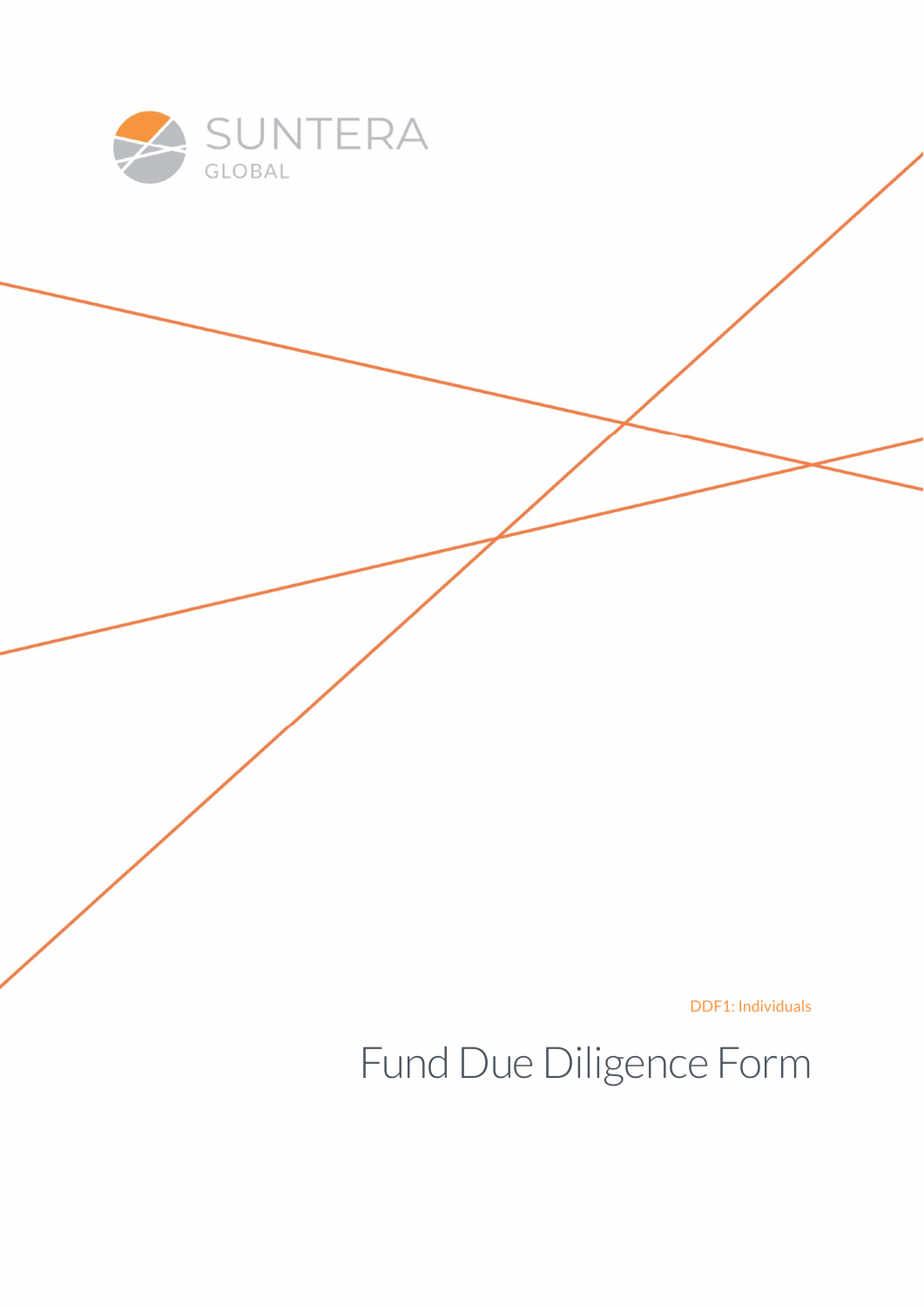SUNTERA
GLOBAL

DDF1: Individuals

# Fund Due Diligence Form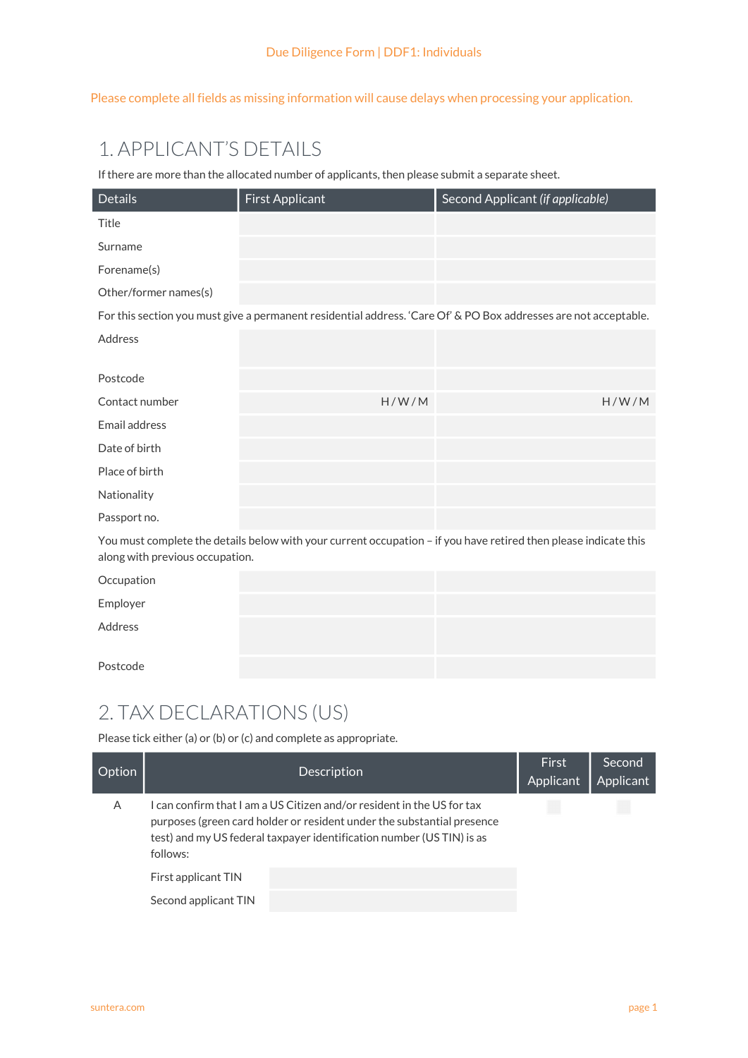Due Diligence Form | DDF1: Individuals

Please complete all fields as missing information will cause delays when processing your application.

# 1. APPLICANT'S DETAILS

If there are more than the allocated number of applicants, then please submit a separate sheet.

| Details | First Applicant | Second Applicant *(if applicable)* |
|---|---|---|
| Title | | |
| Surname | | |
| Forename(s) | | |
| Other/former names(s) | | |
| For this section you must give a permanent residential address. 'Care Of' & PO Box addresses are not acceptable. | | |
| Address | | |
| Postcode | | |
| Contact number | H / W / M | H / W / M |
| Email address | | |
| Date of birth | | |
| Place of birth | | |
| Nationality | | |
| Passport no. | | |
| You must complete the details below with your current occupation – if you have retired then please indicate this along with previous occupation. | | |
| Occupation | | |
| Employer | | |
| Address | | |
| Postcode | | |

# 2. TAX DECLARATIONS (US)

Please tick either (a) or (b) or (c) and complete as appropriate.

| Option | Description | First Applicant | Second Applicant |
|---|---|---|---|
| A | I can confirm that I am a US Citizen and/or resident in the US for tax purposes (green card holder or resident under the substantial presence test) and my US federal taxpayer identification number (US TIN) is as follows: | ☐ | ☐ |
| | First applicant TIN | | |
| | Second applicant TIN | | |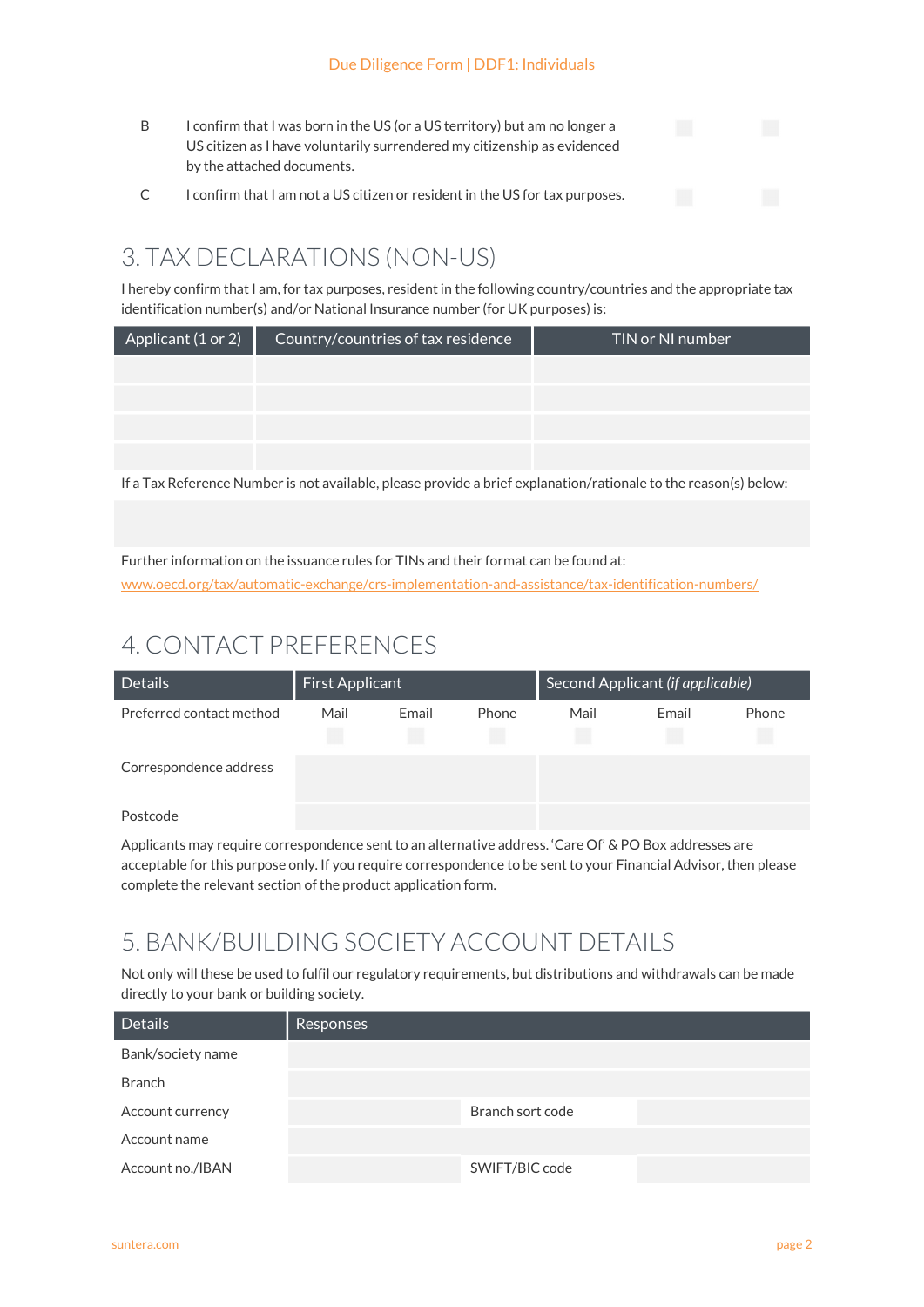| | | | |
|---|---|---|---|
| B | I confirm that I was born in the US (or a US territory) but am no longer a US citizen as I have voluntarily surrendered my citizenship as evidenced by the attached documents. | | |
| C | I confirm that I am not a US citizen or resident in the US for tax purposes. | | |

## 3. TAX DECLARATIONS (NON-US)

I hereby confirm that I am, for tax purposes, resident in the following country/countries and the appropriate tax identification number(s) and/or National Insurance number (for UK purposes) is:

| Applicant (1 or 2) | Country/countries of tax residence | TIN or NI number |
|---|---|---|
| | | |
| | | |
| | | |
| | | |

If a Tax Reference Number is not available, please provide a brief explanation/rationale to the reason(s) below:

Further information on the issuance rules for TINs and their format can be found at:
www.oecd.org/tax/automatic-exchange/crs-implementation-and-assistance/tax-identification-numbers/

## 4. CONTACT PREFERENCES

| Details | First Applicant | | | Second Applicant *(if applicable)* | | |
|---|---|---|---|---|---|---|
| Preferred contact method | Mail | Email | Phone | Mail | Email | Phone |
| Correspondence address | | | | | | |
| Postcode | | | | | | |

Applicants may require correspondence sent to an alternative address. 'Care Of' & PO Box addresses are acceptable for this purpose only. If you require correspondence to be sent to your Financial Advisor, then please complete the relevant section of the product application form.

## 5. BANK/BUILDING SOCIETY ACCOUNT DETAILS

Not only will these be used to fulfil our regulatory requirements, but distributions and withdrawals can be made directly to your bank or building society.

| Details | Responses | | |
|---|---|---|---|
| Bank/society name | | | |
| Branch | | | |
| Account currency | | Branch sort code | |
| Account name | | | |
| Account no./IBAN | | SWIFT/BIC code | |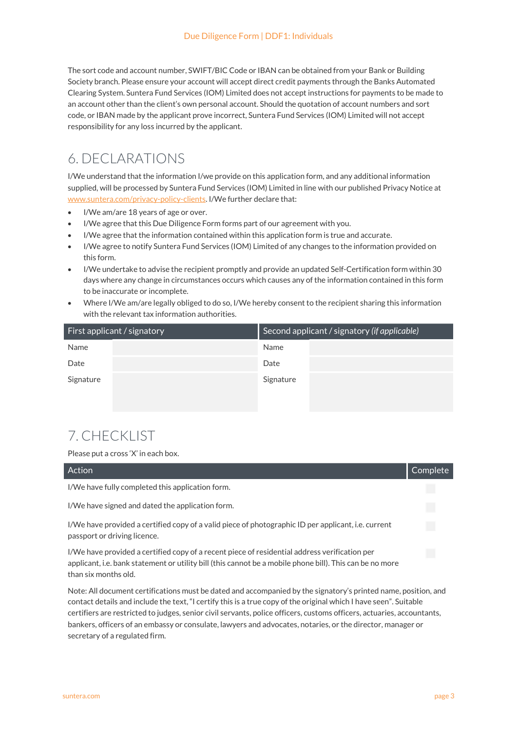The sort code and account number, SWIFT/BIC Code or IBAN can be obtained from your Bank or Building Society branch. Please ensure your account will accept direct credit payments through the Banks Automated Clearing System. Suntera Fund Services (IOM) Limited does not accept instructions for payments to be made to an account other than the client's own personal account. Should the quotation of account numbers and sort code, or IBAN made by the applicant prove incorrect, Suntera Fund Services (IOM) Limited will not accept responsibility for any loss incurred by the applicant.

## 6. DECLARATIONS

I/We understand that the information I/we provide on this application form, and any additional information supplied, will be processed by Suntera Fund Services (IOM) Limited in line with our published Privacy Notice at www.suntera.com/privacy-policy-clients. I/We further declare that:

- I/We am/are 18 years of age or over.
- I/We agree that this Due Diligence Form forms part of our agreement with you.
- I/We agree that the information contained within this application form is true and accurate.
- I/We agree to notify Suntera Fund Services (IOM) Limited of any changes to the information provided on this form.
- I/We undertake to advise the recipient promptly and provide an updated Self-Certification form within 30 days where any change in circumstances occurs which causes any of the information contained in this form to be inaccurate or incomplete.
- Where I/We am/are legally obliged to do so, I/We hereby consent to the recipient sharing this information with the relevant tax information authorities.

| First applicant / signatory | | Second applicant / signatory *(if applicable)* | |
|---|---|---|---|
| Name | | Name | |
| Date | | Date | |
| Signature | | Signature | |

## 7. CHECKLIST

Please put a cross 'X' in each box.

| Action | Complete |
|---|---|
| I/We have fully completed this application form. | |
| I/We have signed and dated the application form. | |
| I/We have provided a certified copy of a valid piece of photographic ID per applicant, i.e. current passport or driving licence. | |
| I/We have provided a certified copy of a recent piece of residential address verification per applicant, i.e. bank statement or utility bill (this cannot be a mobile phone bill). This can be no more than six months old. | |

Note: All document certifications must be dated and accompanied by the signatory's printed name, position, and contact details and include the text, "I certify this is a true copy of the original which I have seen". Suitable certifiers are restricted to judges, senior civil servants, police officers, customs officers, actuaries, accountants, bankers, officers of an embassy or consulate, lawyers and advocates, notaries, or the director, manager or secretary of a regulated firm.